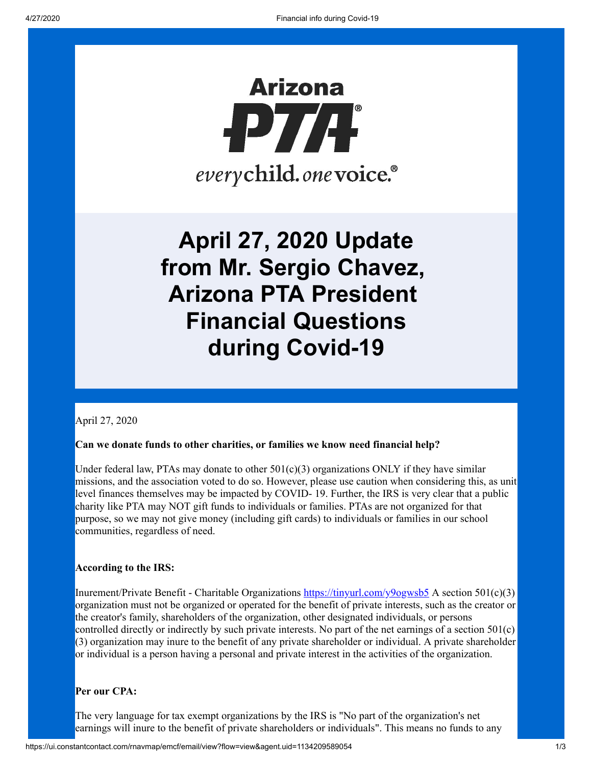Arizona PTA

*every* child. *one* voice.®

# April 27, 2020 Update from Mr. Sergio Chavez, Arizona PTA President Financial Questions during Covid-19

April 27, 2020

**Can we donate funds to other charities, or families we know need financial help?**

Under federal law, PTAs may donate to other 501(c)(3) organizations ONLY if they have similar missions, and the association voted to do so. However, please use caution when considering this, as unit level finances themselves may be impacted by COVID- 19. Further, the IRS is very clear that a public charity like PTA may NOT gift funds to individuals or families. PTAs are not organized for that purpose, so we may not give money (including gift cards) to individuals or families in our school communities, regardless of need.

**According to the IRS:**

Inurement/Private Benefit - Charitable Organizations https://tinyurl.com/y9ogwsb5 A section 501(c)(3) organization must not be organized or operated for the benefit of private interests, such as the creator or the creator's family, shareholders of the organization, other designated individuals, or persons controlled directly or indirectly by such private interests. No part of the net earnings of a section 501(c)(3) organization may inure to the benefit of any private shareholder or individual. A private shareholder or individual is a person having a personal and private interest in the activities of the organization.

**Per our CPA:**

The very language for tax exempt organizations by the IRS is "No part of the organization's net earnings will inure to the benefit of private shareholders or individuals". This means no funds to any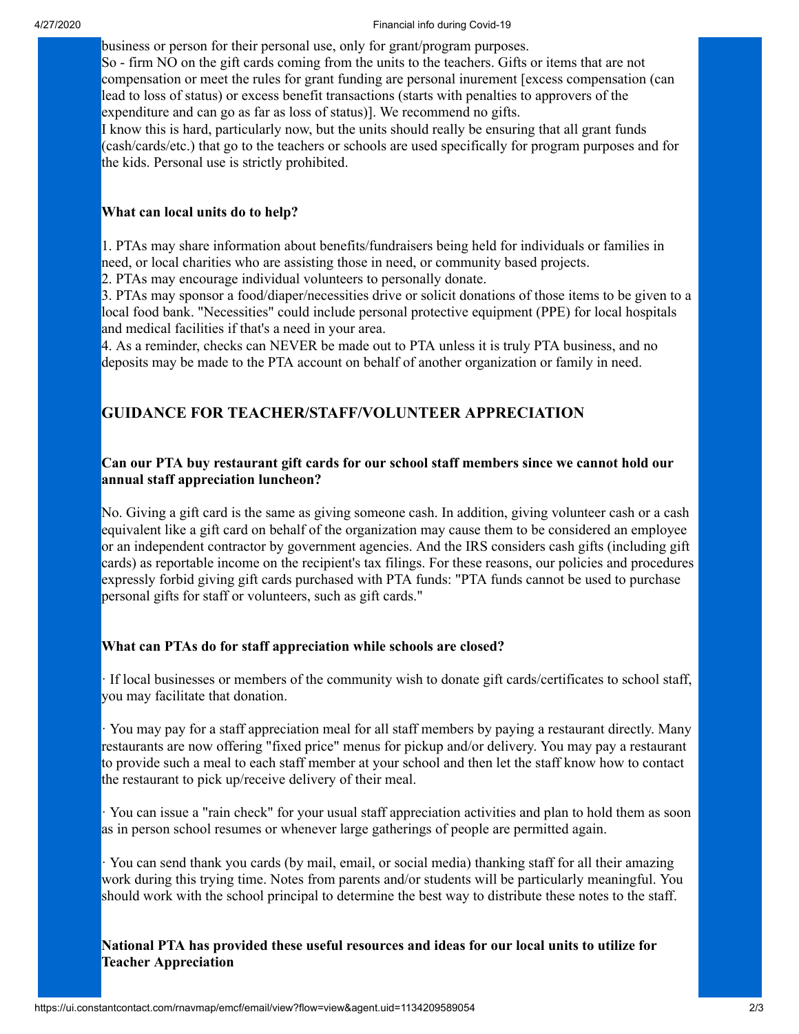business or person for their personal use, only for grant/program purposes.

So - firm NO on the gift cards coming from the units to the teachers. Gifts or items that are not compensation or meet the rules for grant funding are personal inurement [excess compensation (can lead to loss of status) or excess benefit transactions (starts with penalties to approvers of the expenditure and can go as far as loss of status)]. We recommend no gifts.

I know this is hard, particularly now, but the units should really be ensuring that all grant funds (cash/cards/etc.) that go to the teachers or schools are used specifically for program purposes and for the kids. Personal use is strictly prohibited.

**What can local units do to help?**

1. PTAs may share information about benefits/fundraisers being held for individuals or families in need, or local charities who are assisting those in need, or community based projects.
2. PTAs may encourage individual volunteers to personally donate.
3. PTAs may sponsor a food/diaper/necessities drive or solicit donations of those items to be given to a local food bank. "Necessities" could include personal protective equipment (PPE) for local hospitals and medical facilities if that's a need in your area.
4. As a reminder, checks can NEVER be made out to PTA unless it is truly PTA business, and no deposits may be made to the PTA account on behalf of another organization or family in need.

## GUIDANCE FOR TEACHER/STAFF/VOLUNTEER APPRECIATION

**Can our PTA buy restaurant gift cards for our school staff members since we cannot hold our annual staff appreciation luncheon?**

No. Giving a gift card is the same as giving someone cash. In addition, giving volunteer cash or a cash equivalent like a gift card on behalf of the organization may cause them to be considered an employee or an independent contractor by government agencies. And the IRS considers cash gifts (including gift cards) as reportable income on the recipient's tax filings. For these reasons, our policies and procedures expressly forbid giving gift cards purchased with PTA funds: "PTA funds cannot be used to purchase personal gifts for staff or volunteers, such as gift cards."

**What can PTAs do for staff appreciation while schools are closed?**

· If local businesses or members of the community wish to donate gift cards/certificates to school staff, you may facilitate that donation.

· You may pay for a staff appreciation meal for all staff members by paying a restaurant directly. Many restaurants are now offering "fixed price" menus for pickup and/or delivery. You may pay a restaurant to provide such a meal to each staff member at your school and then let the staff know how to contact the restaurant to pick up/receive delivery of their meal.

· You can issue a "rain check" for your usual staff appreciation activities and plan to hold them as soon as in person school resumes or whenever large gatherings of people are permitted again.

· You can send thank you cards (by mail, email, or social media) thanking staff for all their amazing work during this trying time. Notes from parents and/or students will be particularly meaningful. You should work with the school principal to determine the best way to distribute these notes to the staff.

**National PTA has provided these useful resources and ideas for our local units to utilize for Teacher Appreciation**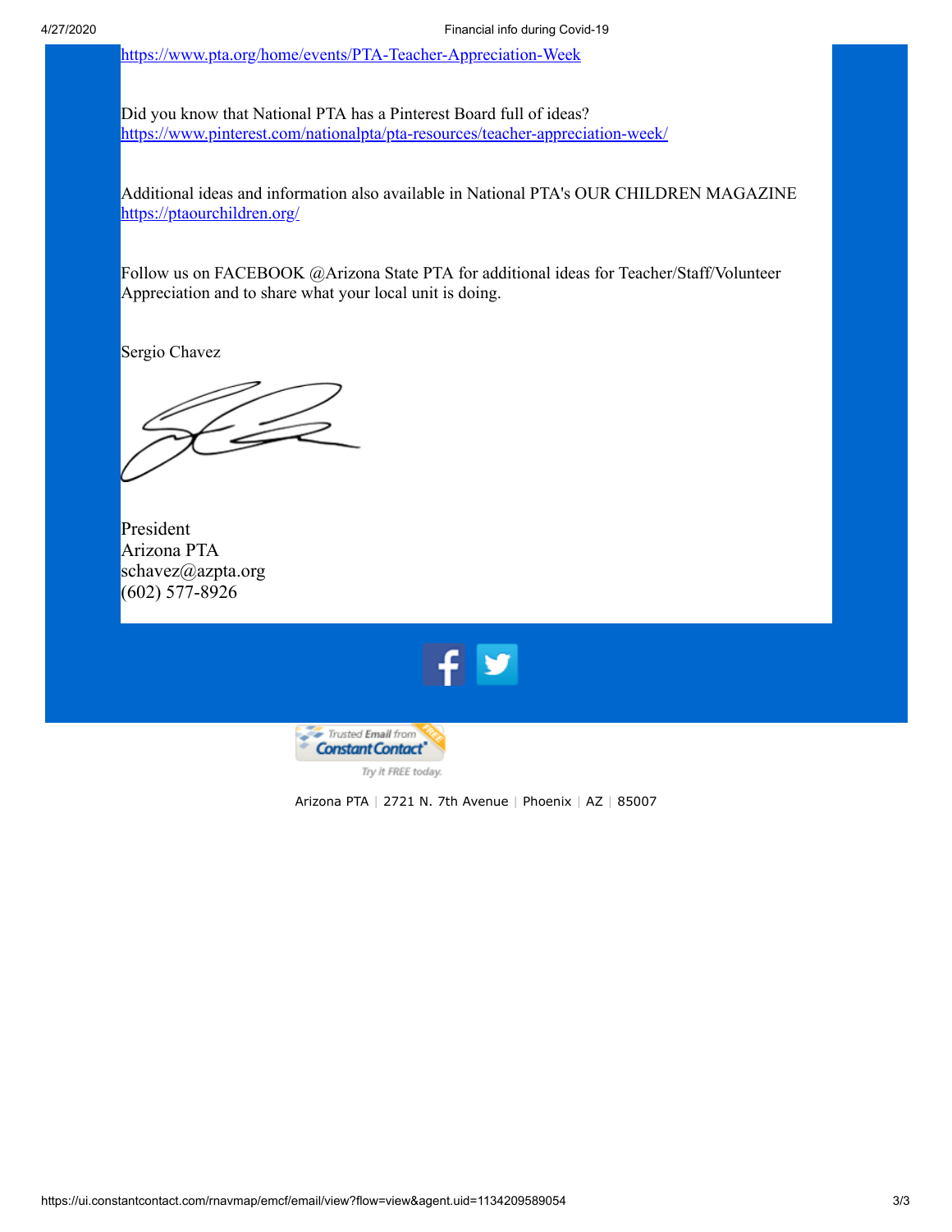https://www.pta.org/home/events/PTA-Teacher-Appreciation-Week

Did you know that National PTA has a Pinterest Board full of ideas?
https://www.pinterest.com/nationalpta/pta-resources/teacher-appreciation-week/

Additional ideas and information also available in National PTA's OUR CHILDREN MAGAZINE
https://ptaourchildren.org/

Follow us on FACEBOOK @Arizona State PTA for additional ideas for Teacher/Staff/Volunteer Appreciation and to share what your local unit is doing.

Sergio Chavez

President
Arizona PTA
schavez@azpta.org
(602) 577-8926

Trusted Email from Constant Contact
Try it FREE today.

Arizona PTA | 2721 N. 7th Avenue | Phoenix | AZ | 85007